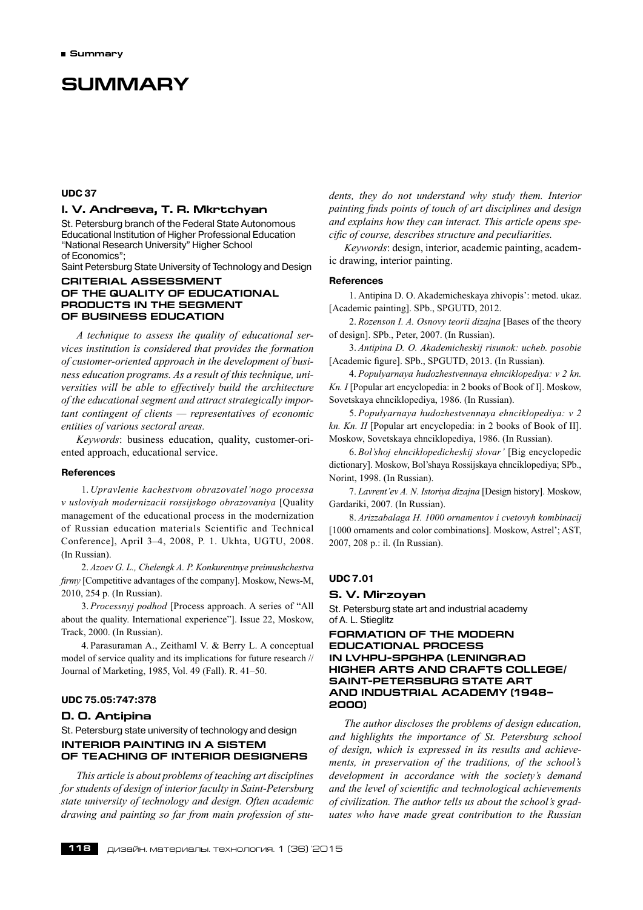# SUMMARY

**UDC 37**

### I. V. Andreeva, T. R. Mkrtchyan

St. Petersburg branch of the Federal State Autonomous Educational Institution of Higher Professional Education "National Research University" Higher School of Economics";
Saint Petersburg State University of Technology and Design

### CRITERIAL ASSESSMENT OF THE QUALITY OF EDUCATIONAL PRODUCTS IN THE SEGMENT OF BUSINESS EDUCATION

*A technique to assess the quality of educational services institution is considered that provides the formation of customer-oriented approach in the development of business education programs. As a result of this technique, universities will be able to effectively build the architecture of the educational segment and attract strategically important contingent of clients — representatives of economic entities of various sectoral areas.*

*Keywords*: business education, quality, customer-oriented approach, educational service.

#### References

1. *Upravlenie kachestvom obrazovatel'nogo processa v usloviyah modernizacii rossijskogo obrazovaniya* [Quality management of the educational process in the modernization of Russian education materials Scientific and Technical Conference], April 3–4, 2008, P. 1. Ukhta, UGTU, 2008. (In Russian).

2. *Azoev G. L., Chelengk A. P. Konkurentnye preimushchestva firmy* [Competitive advantages of the company]. Moskow, News-M, 2010, 254 p. (In Russian).

3. *Processnyj podhod* [Process approach. A series of "All about the quality. International experience"]. Issue 22, Moscow, Track, 2000. (In Russian).

4. Parasuraman A., Zeithaml V. & Berry L. A conceptual model of service quality and its implications for future research // Journal of Marketing, 1985, Vol. 49 (Fall). R. 41–50.

**UDC 75.05:747:378**

### D. O. Antipina

St. Petersburg state university of technology and design

### INTERIOR PAINTING IN A SISTEM OF TEACHING OF INTERIOR DESIGNERS

*This article is about problems of teaching art disciplines for students of design of interior faculty in Saint-Petersburg state university of technology and design. Often academic drawing and painting so far from main profession of students, they do not understand why study them. Interior painting finds points of touch of art disciplines and design and explains how they can interact. This article opens specific of course, describes structure and peculiarities.*

*Keywords*: design, interior, academic painting, academic drawing, interior painting.

#### References

1. Antipina D. O. Akademicheskaya zhivopis': metod. ukaz. [Academic painting]. SPb., SPGUTD, 2012.

2. *Rozenson I. A. Osnovy teorii dizajna* [Bases of the theory of design]. SPb., Peter, 2007. (In Russian).

3. *Antipina D. O. Akademicheskij risunok: ucheb. posobie* [Academic figure]. SPb., SPGUTD, 2013. (In Russian).

4. *Populyarnaya hudozhestvennaya ehnciklopediya: v 2 kn. Kn. I* [Popular art encyclopedia: in 2 books of Book of I]. Moskow, Sovetskaya ehnciklopediya, 1986. (In Russian).

5. *Populyarnaya hudozhestvennaya ehnciklopediya: v 2 kn. Kn. II* [Popular art encyclopedia: in 2 books of Book of II]. Moskow, Sovetskaya ehnciklopediya, 1986. (In Russian).

6. *Bol'shoj ehnciklopedicheskij slovar'* [Big encyclopedic dictionary]. Moskow, Bol'shaya Rossijskaya ehnciklopediya; SPb., Norint, 1998. (In Russian).

7. *Lavrent'ev A. N. Istoriya dizajna* [Design history]. Moskow, Gardariki, 2007. (In Russian).

8. *Arizzabalaga H. 1000 ornamentov i cvetovyh kombinacij* [1000 ornaments and color combinations]. Moskow, Astrel'; AST, 2007, 208 p.: il. (In Russian).

**UDC 7.01**

### S. V. Mirzoyan

St. Petersburg state art and industrial academy of A. L. Stieglitz

### FORMATION OF THE MODERN EDUCATIONAL PROCESS IN LVHPU-SPGHPA (LENINGRAD HIGHER ARTS AND CRAFTS COLLEGE/ SAINT-PETERSBURG STATE ART AND INDUSTRIAL ACADEMY (1948–2000)

*The author discloses the problems of design education, and highlights the importance of St. Petersburg school of design, which is expressed in its results and achievements, in preservation of the traditions, of the school's development in accordance with the society's demand and the level of scientific and technological achievements of civilization. The author tells us about the school's graduates who have made great contribution to the Russian*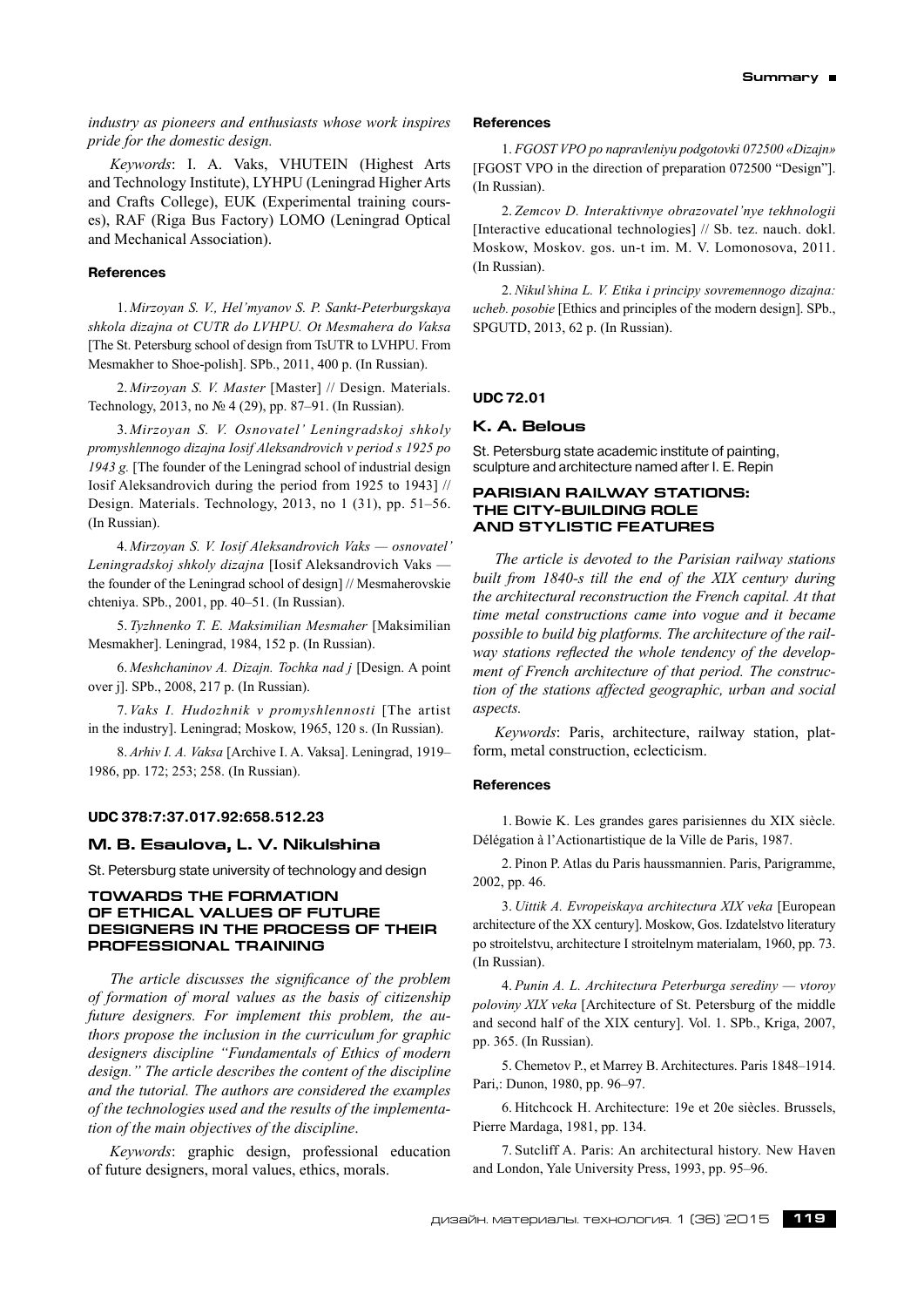*industry as pioneers and enthusiasts whose work inspires pride for the domestic design.*

*Keywords*: I. A. Vaks, VHUTEIN (Highest Arts and Technology Institute), LYHPU (Leningrad Higher Arts and Crafts College), EUK (Experimental training courses), RAF (Riga Bus Factory) LOMO (Leningrad Optical and Mechanical Association).

#### References

1. *Mirzoyan S. V., Hel'myanov S. P. Sankt-Peterburgskaya shkola dizajna ot CUTR do LVHPU. Ot Mesmahera do Vaksa* [The St. Petersburg school of design from TsUTR to LVHPU. From Mesmakher to Shoe-polish]. SPb., 2011, 400 p. (In Russian).

2. *Mirzoyan S. V. Master* [Master] // Design. Materials. Technology, 2013, no № 4 (29), pp. 87–91. (In Russian).

3. *Mirzoyan S. V. Osnovatel' Leningradskoj shkoly promyshlennogo dizajna Iosif Aleksandrovich v period s 1925 po 1943 g.* [The founder of the Leningrad school of industrial design Iosif Aleksandrovich during the period from 1925 to 1943] // Design. Materials. Technology, 2013, no 1 (31), pp. 51–56. (In Russian).

4. *Mirzoyan S. V. Iosif Aleksandrovich Vaks — osnovatel' Leningradskoj shkoly dizajna* [Iosif Aleksandrovich Vaks — the founder of the Leningrad school of design] // Mesmaherovskie chteniya. SPb., 2001, pp. 40–51. (In Russian).

5. *Tyzhnenko T. E. Maksimilian Mesmaher* [Maksimilian Mesmakher]. Leningrad, 1984, 152 p. (In Russian).

6. *Meshchaninov A. Dizajn. Tochka nad j* [Design. A point over j]. SPb., 2008, 217 p. (In Russian).

7. *Vaks I. Hudozhnik v promyshlennosti* [The artist in the industry]. Leningrad; Moskow, 1965, 120 s. (In Russian).

8. *Arhiv I. A. Vaksa* [Archive I. A. Vaksa]. Leningrad, 1919–1986, pp. 172; 253; 258. (In Russian).

#### UDC 378:7:37.017.92:658.512.23

### M. B. Esaulova, L. V. Nikulshina

St. Petersburg state university of technology and design

## TOWARDS THE FORMATION OF ETHICAL VALUES OF FUTURE DESIGNERS IN THE PROCESS OF THEIR PROFESSIONAL TRAINING

*The article discusses the significance of the problem of formation of moral values as the basis of citizenship future designers. For implement this problem, the authors propose the inclusion in the curriculum for graphic designers discipline "Fundamentals of Ethics of modern design." The article describes the content of the discipline and the tutorial. The authors are considered the examples of the technologies used and the results of the implementation of the main objectives of the discipline*.

*Keywords*: graphic design, professional education of future designers, moral values, ethics, morals.

#### References

1. *FGOST VPO po napravleniyu podgotovki 072500 «Dizajn»* [FGOST VPO in the direction of preparation 072500 "Design"]. (In Russian).

2. *Zemcov D. Interaktivnye obrazovatel'nye tekhnologii* [Interactive educational technologies] // Sb. tez. nauch. dokl. Moskow, Moskov. gos. un-t im. M. V. Lomonosova, 2011. (In Russian).

2. *Nikul'shina L. V. Etika i principy sovremennogo dizajna: ucheb. posobie* [Ethics and principles of the modern design]. SPb., SPGUTD, 2013, 62 p. (In Russian).

#### UDC 72.01

### K. A. Belous

St. Petersburg state academic institute of painting, sculpture and architecture named after I. E. Repin

## PARISIAN RAILWAY STATIONS: THE CITY-BUILDING ROLE AND STYLISTIC FEATURES

*The article is devoted to the Parisian railway stations built from 1840-s till the end of the XIX century during the architectural reconstruction the French capital. At that time metal constructions came into vogue and it became possible to build big platforms. The architecture of the railway stations reflected the whole tendency of the development of French architecture of that period. The construction of the stations affected geographic, urban and social aspects.*

*Keywords*: Paris, architecture, railway station, platform, metal construction, eclecticism.

#### References

1. Bowie K. Les grandes gares parisiennes du XIX siècle. Délégation à l'Actionartistique de la Ville de Paris, 1987.

2. Pinon P. Atlas du Paris haussmannien. Paris, Parigramme, 2002, pp. 46.

3. *Uittik A. Evropeiskaya architectura XIX veka* [European architecture of the XX century]. Moskow, Gos. Izdatelstvo literatury po stroitelstvu, architecture I stroitelnym materialam, 1960, pp. 73. (In Russian).

4. *Punin A. L. Architectura Peterburga serediny — vtoroy poloviny XIX veka* [Architecture of St. Petersburg of the middle and second half of the XIX century]. Vol. 1. SPb., Kriga, 2007, pp. 365. (In Russian).

5. Chemetov P., et Marrey B. Architectures. Paris 1848–1914. Pari,: Dunon, 1980, pp. 96–97.

6. Hitchcock H. Architecture: 19e et 20e siècles. Brussels, Pierre Mardaga, 1981, pp. 134.

7. Sutcliff A. Paris: An architectural history. New Haven and London, Yale University Press, 1993, pp. 95–96.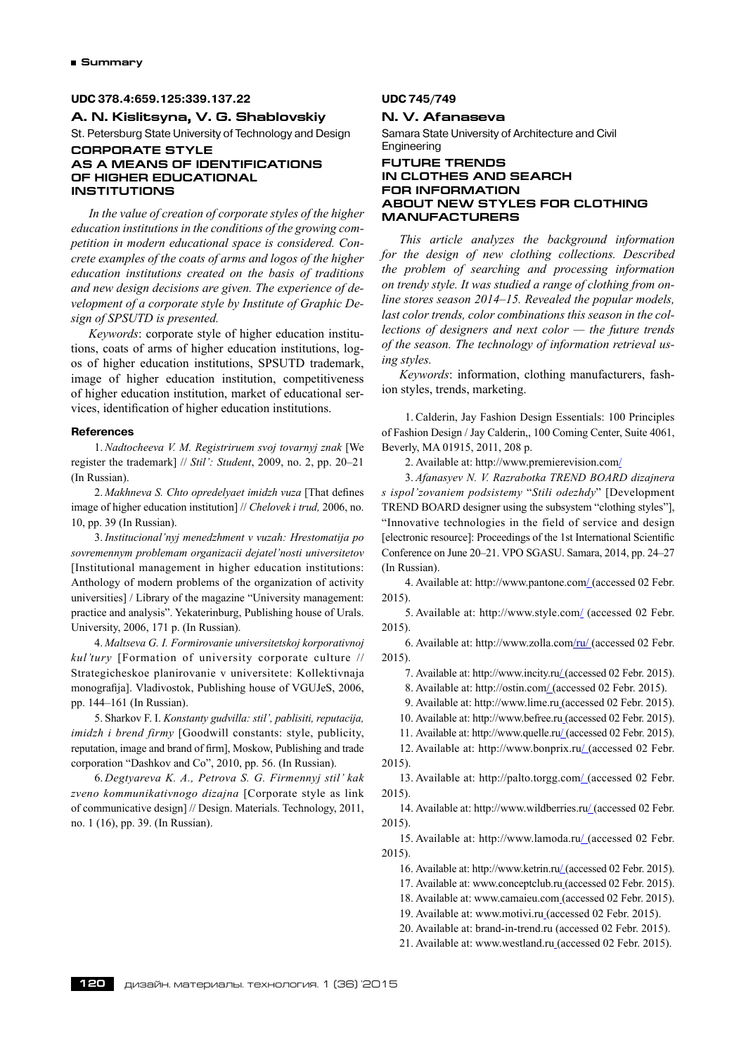## UDC 378.4:659.125:339.137.22

### A. N. Kislitsyna, V. G. Shablovskiy

St. Petersburg State University of Technology and Design

### CORPORATE STYLE AS A MEANS OF IDENTIFICATIONS OF HIGHER EDUCATIONAL INSTITUTIONS

*In the value of creation of corporate styles of the higher education institutions in the conditions of the growing competition in modern educational space is considered. Concrete examples of the coats of arms and logos of the higher education institutions created on the basis of traditions and new design decisions are given. The experience of development of a corporate style by Institute of Graphic Design of SPSUTD is presented.*

*Keywords*: corporate style of higher education institutions, coats of arms of higher education institutions, logos of higher education institutions, SPSUTD trademark, image of higher education institution, competitiveness of higher education institution, market of educational services, identification of higher education institutions.

#### References

1. *Nadtocheeva V. M. Registriruem svoj tovarnyj znak* [We register the trademark] // *Stil': Student*, 2009, no. 2, pp. 20–21 (In Russian).

2. *Makhneva S. Chto opredelyaet imidzh vuza* [That defines image of higher education institution] // *Chelovek i trud,* 2006, no. 10, pp. 39 (In Russian).

3. *Institucional'nyj menedzhment v vuzah: Hrestomatija po sovremennym problemam organizacii dejatel'nosti universitetov* [Institutional management in higher education institutions: Anthology of modern problems of the organization of activity universities] / Library of the magazine "University management: practice and analysis". Yekaterinburg, Publishing house of Urals. University, 2006, 171 p. (In Russian).

4. *Maltseva G. I. Formirovanie universitetskoj korporativnoj kul'tury* [Formation of university corporate culture // Strategicheskoe planirovanie v universitete: Kollektivnaja monografija]. Vladivostok, Publishing house of VGUJeS, 2006, pp. 144–161 (In Russian).

5. Sharkov F. I. *Konstanty gudvilla: stil', pablisiti, reputacija, imidzh i brend firmy* [Goodwill constants: style, publicity, reputation, image and brand of firm], Moskow, Publishing and trade corporation "Dashkov and Co", 2010, pp. 56. (In Russian).

6. *Degtyareva K. A., Petrova S. G. Firmennyj stil' kak zveno kommunikativnogo dizajna* [Corporate style as link of communicative design] // Design. Materials. Technology, 2011, no. 1 (16), pp. 39. (In Russian).

## UDC 745/749

### N. V. Afanaseva

Samara State University of Architecture and Civil Engineering

### FUTURE TRENDS IN CLOTHES AND SEARCH FOR INFORMATION ABOUT NEW STYLES FOR CLOTHING MANUFACTURERS

*This article analyzes the background information for the design of new clothing collections. Described the problem of searching and processing information on trendy style. It was studied a range of clothing from online stores season 2014–15. Revealed the popular models, last color trends, color combinations this season in the collections of designers and next color — the future trends of the season. The technology of information retrieval using styles.*

*Keywords*: information, clothing manufacturers, fashion styles, trends, marketing.

1. Calderin, Jay Fashion Design Essentials: 100 Principles of Fashion Design / Jay Calderin,, 100 Coming Center, Suite 4061, Beverly, MA 01915, 2011, 208 p.

2. Available at: http://www.premierevision.com/

3. *Afanasyev N. V. Razrabotka TREND BOARD dizajnera s ispol'zovaniem podsistemy* "*Stili odezhdy*" [Development TREND BOARD designer using the subsystem "clothing styles"], "Innovative technologies in the field of service and design [electronic resource]: Proceedings of the 1st International Scientific Conference on June 20–21. VPO SGASU. Samara, 2014, pp. 24–27 (In Russian).

4. Available at: http://www.pantone.com/ (accessed 02 Febr. 2015).

5. Available at: http://www.style.com/ (accessed 02 Febr. 2015).

6. Available at: http://www.zolla.com/ru/ (accessed 02 Febr. 2015).

7. Available at: http://www.incity.ru/ (accessed 02 Febr. 2015).

8. Available at: http://ostin.com/ (accessed 02 Febr. 2015).

9. Available at: http://www.lime.ru (accessed 02 Febr. 2015).

10. Available at: http://www.befree.ru (accessed 02 Febr. 2015).

11. Available at: http://www.quelle.ru/ (accessed 02 Febr. 2015).

12. Available at: http://www.bonprix.ru/ (accessed 02 Febr. 2015).

13. Available at: http://palto.torgg.com/ (accessed 02 Febr. 2015).

14. Available at: http://www.wildberries.ru/ (accessed 02 Febr. 2015).

15. Available at: http://www.lamoda.ru/ (accessed 02 Febr. 2015).

16. Available at: http://www.ketrin.ru/ (accessed 02 Febr. 2015).

17. Available at: www.conceptclub.ru (accessed 02 Febr. 2015).

18. Available at: www.camaieu.com (accessed 02 Febr. 2015).

19. Available at: www.motivi.ru (accessed 02 Febr. 2015).

20. Available at: brand-in-trend.ru (accessed 02 Febr. 2015).

21. Available at: www.westland.ru (accessed 02 Febr. 2015).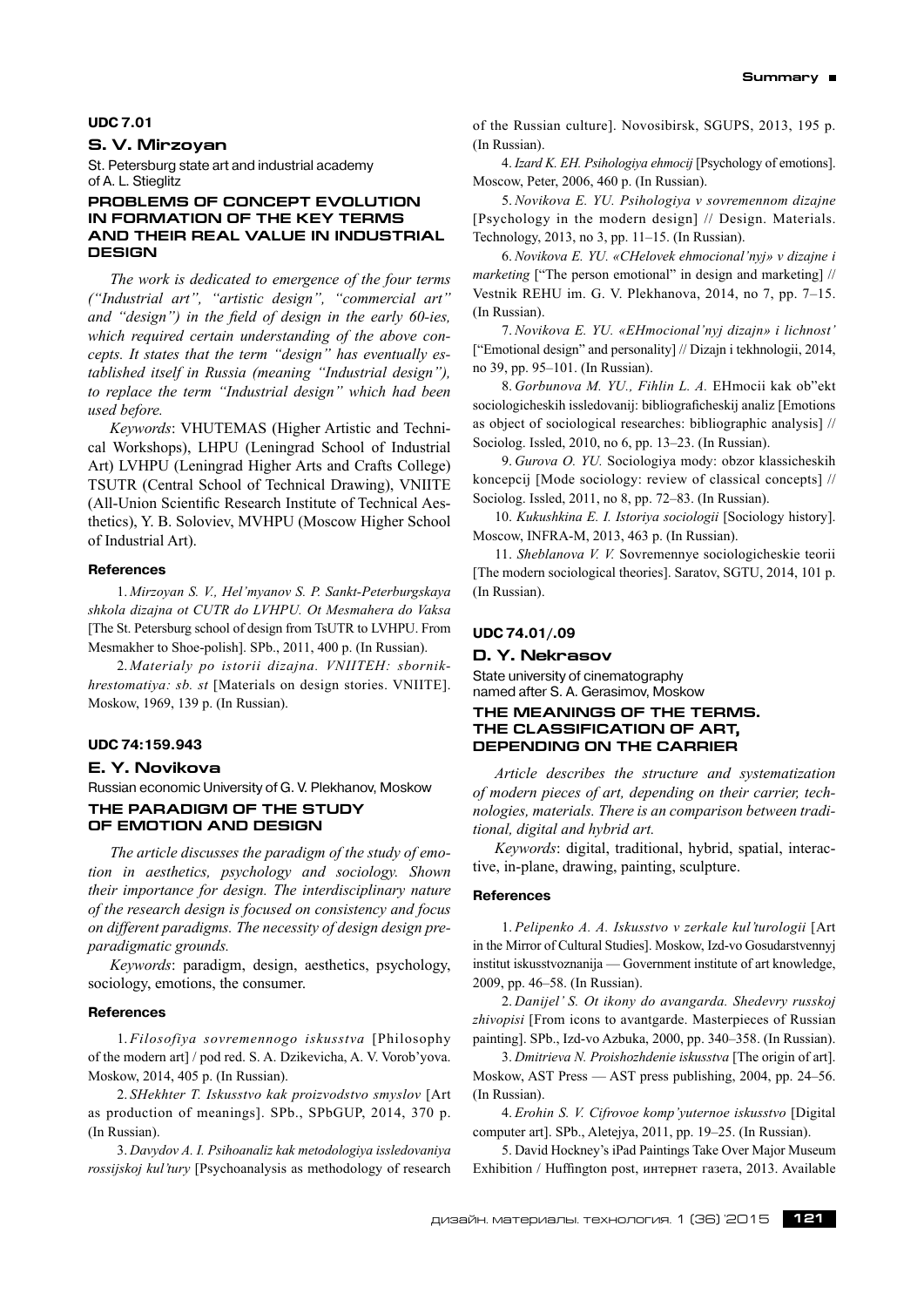**UDC 7.01**

## S. V. Mirzoyan

St. Petersburg state art and industrial academy of A. L. Stieglitz

### PROBLEMS OF CONCEPT EVOLUTION IN FORMATION OF THE KEY TERMS AND THEIR REAL VALUE IN INDUSTRIAL DESIGN

*The work is dedicated to emergence of the four terms ("Industrial art", "artistic design", "commercial art" and "design") in the field of design in the early 60-ies, which required certain understanding of the above concepts. It states that the term "design" has eventually established itself in Russia (meaning "Industrial design"), to replace the term "Industrial design" which had been used before.*

*Keywords*: VHUTEMAS (Higher Artistic and Technical Workshops), LHPU (Leningrad School of Industrial Art) LVHPU (Leningrad Higher Arts and Crafts College) TSUTR (Central School of Technical Drawing), VNIITE (All-Union Scientific Research Institute of Technical Aesthetics), Y. B. Soloviev, MVHPU (Moscow Higher School of Industrial Art).

#### References

1. *Mirzoyan S. V., Hel'myanov S. P. Sankt-Peterburgskaya shkola dizajna ot CUTR do LVHPU. Ot Mesmahera do Vaksa* [The St. Petersburg school of design from TsUTR to LVHPU. From Mesmakher to Shoe-polish]. SPb., 2011, 400 p. (In Russian).

2. *Materialy po istorii dizajna. VNIITEH: sbornik-hrestomatiya: sb. st* [Materials on design stories. VNIITE]. Moskow, 1969, 139 p. (In Russian).

**UDC 74:159.943**

## E. Y. Novikova

Russian economic University of G. V. Plekhanov, Moskow

### THE PARADIGM OF THE STUDY OF EMOTION AND DESIGN

*The article discusses the paradigm of the study of emotion in aesthetics, psychology and sociology. Shown their importance for design. The interdisciplinary nature of the research design is focused on consistency and focus on different paradigms. The necessity of design design pre-paradigmatic grounds.*

*Keywords*: paradigm, design, aesthetics, psychology, sociology, emotions, the consumer.

#### References

1. *Filosofiya sovremennogo iskusstva* [Philosophy of the modern art] / pod red. S. A. Dzikevicha, A. V. Vorob'yova. Moskow, 2014, 405 p. (In Russian).

2. *SHekhter T. Iskusstvo kak proizvodstvo smyslov* [Art as production of meanings]. SPb., SPbGUP, 2014, 370 p. (In Russian).

3. *Davydov A. I. Psihoanaliz kak metodologiya issledovaniya rossijskoj kul'tury* [Psychoanalysis as methodology of research of the Russian culture]. Novosibirsk, SGUPS, 2013, 195 p. (In Russian).

4. *Izard K. EH. Psihologiya ehmocij* [Psychology of emotions]. Moscow, Peter, 2006, 460 p. (In Russian).

5. *Novikova E. YU. Psihologiya v sovremennom dizajne* [Psychology in the modern design] // Design. Materials. Technology, 2013, no 3, pp. 11–15. (In Russian).

6. *Novikova E. YU. «CHelovek ehmocional'nyj» v dizajne i marketing* ["The person emotional" in design and marketing] // Vestnik REHU im. G. V. Plekhanova, 2014, no 7, pp. 7–15. (In Russian).

7. *Novikova E. YU. «EHmocional'nyj dizajn» i lichnost'* ["Emotional design" and personality] // Dizajn i tekhnologii, 2014, no 39, pp. 95–101. (In Russian).

8. *Gorbunova M. YU., Fihlin L. A.* EHmocii kak ob"ekt sociologicheskih issledovanij: bibliograficheskij analiz [Emotions as object of sociological researches: bibliographic analysis] // Sociolog. Issled, 2010, no 6, pp. 13–23. (In Russian).

9. *Gurova O. YU.* Sociologiya mody: obzor klassicheskih koncepcij [Mode sociology: review of classical concepts] // Sociolog. Issled, 2011, no 8, pp. 72–83. (In Russian).

10. *Kukushkina E. I. Istoriya sociologii* [Sociology history]. Moscow, INFRA-M, 2013, 463 p. (In Russian).

11. *Sheblanova V. V.* Sovremennye sociologicheskie teorii [The modern sociological theories]. Saratov, SGTU, 2014, 101 p. (In Russian).

**UDC 74.01/.09**

## D. Y. Nekrasov

State university of cinematography named after S. A. Gerasimov, Moscow

### THE MEANINGS OF THE TERMS. THE CLASSIFICATION OF ART, DEPENDING ON THE CARRIER

*Article describes the structure and systematization of modern pieces of art, depending on their carrier, technologies, materials. There is an comparison between traditional, digital and hybrid art.*

*Keywords*: digital, traditional, hybrid, spatial, interactive, in-plane, drawing, painting, sculpture.

#### References

1. *Pelipenko A. A. Iskusstvo v zerkale kul'turologii* [Art in the Mirror of Cultural Studies]. Moskow, Izd-vo Gosudarstvennyj institut iskusstvoznanija — Government institute of art knowledge, 2009, pp. 46–58. (In Russian).

2. *Danijel' S. Ot ikony do avangarda. Shedevry russkoj zhivopisi* [From icons to avantgarde. Masterpieces of Russian painting]. SPb., Izd-vo Azbuka, 2000, pp. 340–358. (In Russian).

3. *Dmitrieva N. Proishozhdenie iskusstva* [The origin of art]. Moskow, AST Press — AST press publishing, 2004, pp. 24–56. (In Russian).

4. *Erohin S. V. Cifrovoe komp'yuternoe iskusstvo* [Digital computer art]. SPb., Aletejya, 2011, pp. 19–25. (In Russian).

5. David Hockney's iPad Paintings Take Over Major Museum Exhibition / Huffington post, интернет газета, 2013. Available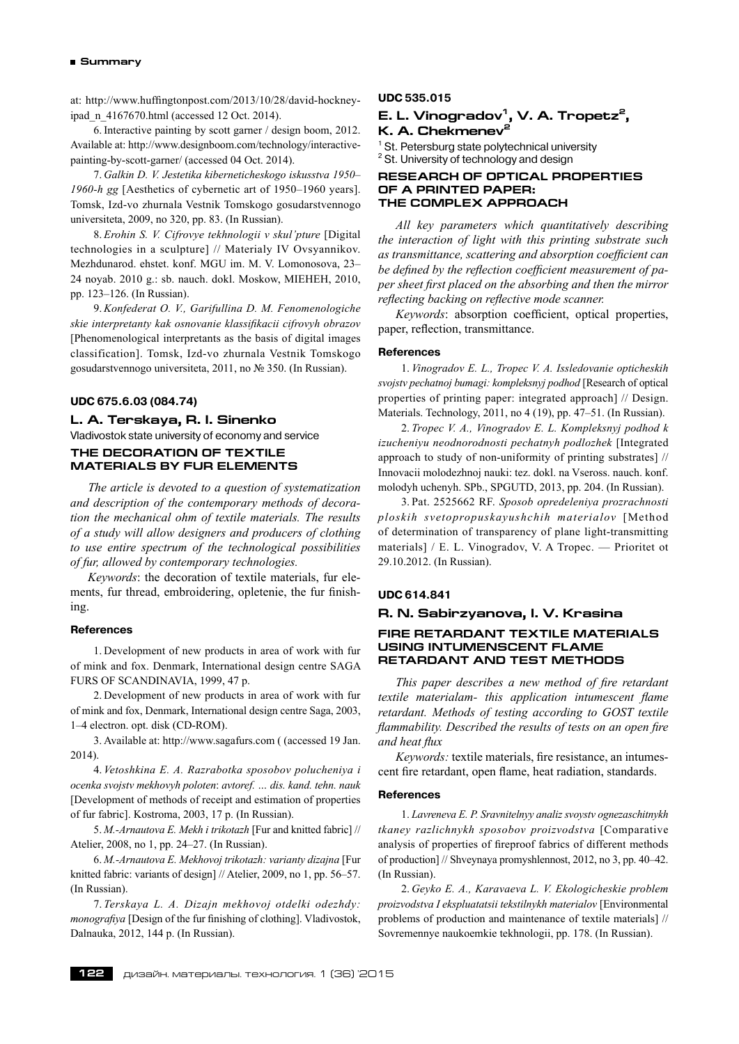at: http://www.huffingtonpost.com/2013/10/28/david-hockney-ipad_n_4167670.html (accessed 12 Oct. 2014).

6. Interactive painting by scott garner / design boom, 2012. Available at: http://www.designboom.com/technology/interactive-painting-by-scott-garner/ (accessed 04 Oct. 2014).

7. *Galkin D. V. Jestetika kiberneticheskogo iskusstva 1950–1960-h gg* [Aesthetics of cybernetic art of 1950–1960 years]. Tomsk, Izd-vo zhurnala Vestnik Tomskogo gosudarstvennogo universiteta, 2009, no 320, pp. 83. (In Russian).

8. *Erohin S. V. Cifrovye tekhnologii v skul'pture* [Digital technologies in a sculpture] // Materialy IV Ovsyannikov. Mezhdunarod. ehstet. konf. MGU im. M. V. Lomonosova, 23–24 noyab. 2010 g.: sb. nauch. dokl. Moskow, MIEHEH, 2010, pp. 123–126. (In Russian).

9. *Konfederat O. V., Garifullina D. M. Fenomenologiche skie interpretanty kak osnovanie klassifikacii cifrovyh obrazov* [Phenomenological interpretants as the basis of digital images classification]. Tomsk, Izd-vo zhurnala Vestnik Tomskogo gosudarstvennogo universiteta, 2011, no № 350. (In Russian).

**UDC 675.6.03 (084.74)**

## L. A. Terskaya, R. I. Sinenko

Vladivostok state university of economy and service

### THE DECORATION OF TEXTILE MATERIALS BY FUR ELEMENTS

*The article is devoted to a question of systematization and description of the contemporary methods of decoration the mechanical ohm of textile materials. The results of a study will allow designers and producers of clothing to use entire spectrum of the technological possibilities of fur, allowed by contemporary technologies.*

*Keywords*: the decoration of textile materials, fur elements, fur thread, embroidering, opletenie, the fur finishing.

#### References

1. Development of new products in area of work with fur of mink and fox. Denmark, International design centre SAGA FURS OF SCANDINAVIA, 1999, 47 p.

2. Development of new products in area of work with fur of mink and fox, Denmark, International design centre Saga, 2003, 1–4 electron. opt. disk (CD-ROM).

3. Available at: http://www.sagafurs.com ( (accessed 19 Jan. 2014).

4. *Vetoshkina E. A. Razrabotka sposobov polucheniya i ocenka svojstv mekhovyh poloten*: *avtoref. ... dis. kand. tehn. nauk* [Development of methods of receipt and estimation of properties of fur fabric]. Kostroma, 2003, 17 p. (In Russian).

5. *M.-Arnautova E. Mekh i trikotazh* [Fur and knitted fabric] // Atelier, 2008, no 1, pp. 24–27. (In Russian).

6. *M.-Arnautova E. Mekhovoj trikotazh: varianty dizajna* [Fur knitted fabric: variants of design] // Atelier, 2009, no 1, pp. 56–57. (In Russian).

7. *Terskaya L. A. Dizajn mekhovoj otdelki odezhdy: monografiya* [Design of the fur finishing of clothing]. Vladivostok, Dalnauka, 2012, 144 p. (In Russian).

**UDC 535.015**

## E. L. Vinogradov[1], V. A. Tropetz[2], K. A. Chekmenev[2]

[1] St. Petersburg state polytechnical university
[2] St. University of technology and design

### RESEARCH OF OPTICAL PROPERTIES OF A PRINTED PAPER: THE COMPLEX APPROACH

*All key parameters which quantitatively describing the interaction of light with this printing substrate such as transmittance, scattering and absorption coefficient can be defined by the reflection coefficient measurement of paper sheet first placed on the absorbing and then the mirror reflecting backing on reflective mode scanner.*

*Keywords*: absorption coefficient, optical properties, paper, reflection, transmittance.

#### References

1. *Vinogradov E. L., Tropec V. A. Issledovanie opticheskih svojstv pechatnoj bumagi: kompleksnyj podhod* [Research of optical properties of printing paper: integrated approach] // Design. Materials. Technology, 2011, no 4 (19), pp. 47–51. (In Russian).

2. *Tropec V. A., Vinogradov E. L. Kompleksnyj podhod k izucheniyu neodnorodnosti pechatnyh podlozhek* [Integrated approach to study of non-uniformity of printing substrates] // Innovacii molodezhnoj nauki: tez. dokl. na Vseross. nauch. konf. molodyh uchenyh. SPb., SPGUTD, 2013, pp. 204. (In Russian).

3. Pat. 2525662 RF. *Sposob opredeleniya prozrachnosti ploskih svetopropuskayushchih materialov* [Method of determination of transparency of plane light-transmitting materials] / E. L. Vinogradov, V. A Tropec. — Prioritet ot 29.10.2012. (In Russian).

**UDC 614.841**

## R. N. Sabirzyanova, I. V. Krasina

### FIRE RETARDANT TEXTILE MATERIALS USING INTUMENSCENT FLAME RETARDANT AND TEST METHODS

*This paper describes a new method of fire retardant textile materialam- this application intumescent flame retardant. Methods of testing according to GOST textile flammability. Described the results of tests on an open fire and heat flux*

*Keywords:* textile materials, fire resistance, an intumescent fire retardant, open flame, heat radiation, standards.

#### References

1. *Lavreneva E. P. Sravnitelnyy analiz svoystv ognezaschitnykh tkaney razlichnykh sposobov proizvodstva* [Comparative analysis of properties of fireproof fabrics of different methods of production] // Shveynaya promyshlennost, 2012, no 3, pp. 40–42. (In Russian).

2. *Geyko E. A., Karavaeva L. V. Ekologicheskie problem proizvodstva I ekspluatatsii tekstilnykh materialov* [Environmental problems of production and maintenance of textile materials] // Sovremennye naukoemkie tekhnologii, pp. 178. (In Russian).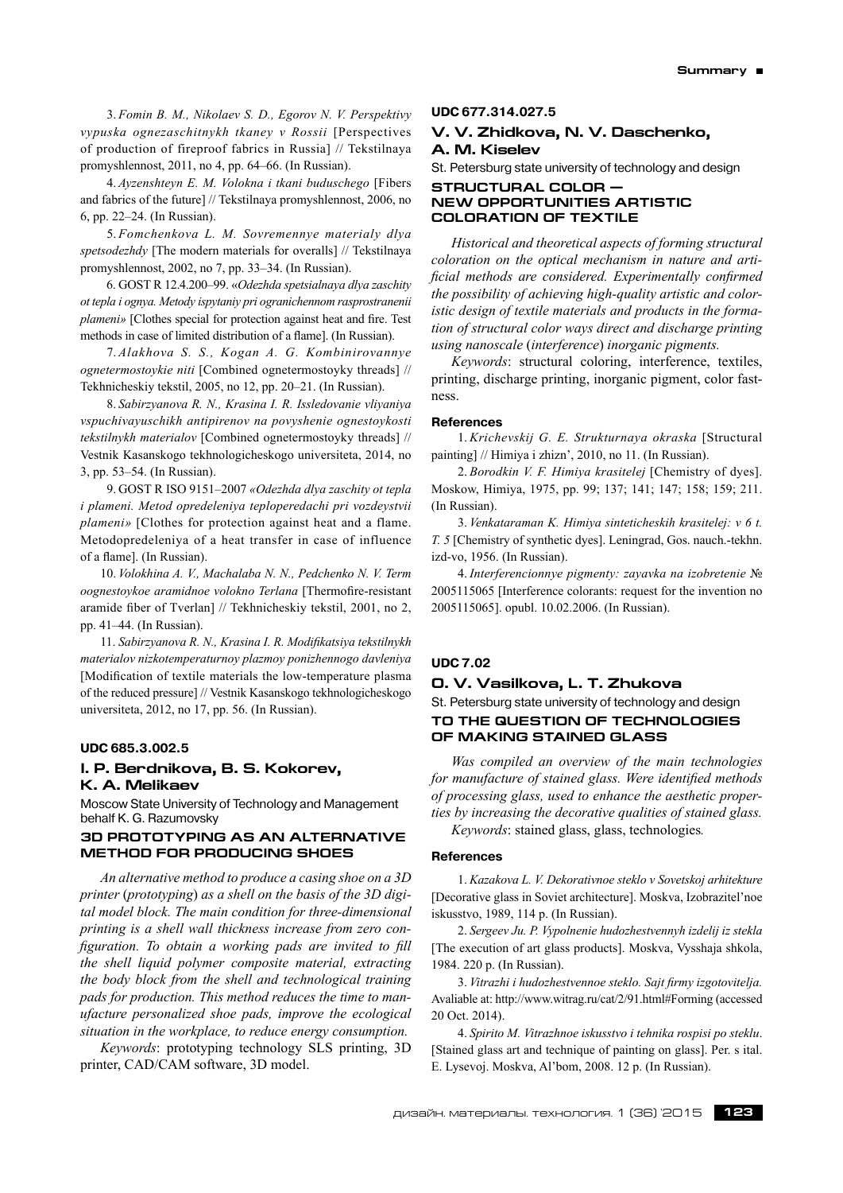3. *Fomin B. M., Nikolaev S. D., Egorov N. V. Perspektivy vypuska ognezaschitnykh tkaney v Rossii* [Perspectives of production of fireproof fabrics in Russia] // Tekstilnaya promyshlennost, 2011, no 4, pp. 64–66. (In Russian).

4. *Ayzenshteyn E. M. Volokna i tkani buduschego* [Fibers and fabrics of the future] // Tekstilnaya promyshlennost, 2006, no 6, pp. 22–24. (In Russian).

5. *Fomchenkova L. M. Sovremennye materialy dlya spetsodezhdy* [The modern materials for overalls] // Tekstilnaya promyshlennost, 2002, no 7, pp. 33–34. (In Russian).

6. GOST R 12.4.200–99. «*Odezhda spetsialnaya dlya zaschity ot tepla i ognya. Metody ispytaniy pri ogranichennom rasprostranenii plameni*» [Clothes special for protection against heat and fire. Test methods in case of limited distribution of a flame]. (In Russian).

7. *Alakhova S. S., Kogan A. G. Kombinirovannye ognetermostoykie niti* [Combined ognetermostoyky threads] // Tekhnicheskiy tekstil, 2005, no 12, pp. 20–21. (In Russian).

8. *Sabirzyanova R. N., Krasina I. R. Issledovanie vliyaniya vspuchivayuschikh antipirenov na povyshenie ognestoykosti tekstilnykh materialov* [Combined ognetermostoyky threads] // Vestnik Kasanskogo tekhnologicheskogo universiteta, 2014, no 3, pp. 53–54. (In Russian).

9. GOST R ISO 9151–2007 *«Odezhda dlya zaschity ot tepla i plameni. Metod opredeleniya teploperedachi pri vozdeystvii plameni»* [Clothes for protection against heat and a flame. Metodopredeleniya of a heat transfer in case of influence of a flame]. (In Russian).

10. *Volokhina A. V., Machalaba N. N., Pedchenko N. V. Term oognestoykoe aramidnoe volokno Terlana* [Thermofire-resistant aramide fiber of Tverlan] // Tekhnicheskiy tekstil, 2001, no 2, pp. 41–44. (In Russian).

11. *Sabirzyanova R. N., Krasina I. R. Modifikatsiya tekstilnykh materialov nizkotemperaturnoy plazmoy ponizhennogo davleniya* [Modification of textile materials the low-temperature plasma of the reduced pressure] // Vestnik Kasanskogo tekhnologicheskogo universiteta, 2012, no 17, pp. 56. (In Russian).

**UDC 685.3.002.5**

### I. P. Berdnikova, B. S. Kokorev, K. A. Melikaev

Moscow State University of Technology and Management behalf K. G. Razumovsky

### 3D PROTOTYPING AS AN ALTERNATIVE METHOD FOR PRODUCING SHOES

*An alternative method to produce a casing shoe on a 3D printer (prototyping) as a shell on the basis of the 3D digital model block. The main condition for three-dimensional printing is a shell wall thickness increase from zero configuration. To obtain a working pads are invited to fill the shell liquid polymer composite material, extracting the body block from the shell and technological training pads for production. This method reduces the time to manufacture personalized shoe pads, improve the ecological situation in the workplace, to reduce energy consumption.*

*Keywords*: prototyping technology SLS printing, 3D printer, CAD/CAM software, 3D model.

**UDC 677.314.027.5**

### V. V. Zhidkova, N. V. Daschenko, A. M. Kiselev

St. Petersburg state university of technology and design

### STRUCTURAL COLOR — NEW OPPORTUNITIES ARTISTIC COLORATION OF TEXTILE

*Historical and theoretical aspects of forming structural coloration on the optical mechanism in nature and artificial methods are considered. Experimentally confirmed the possibility of achieving high-quality artistic and coloristic design of textile materials and products in the formation of structural color ways direct and discharge printing using nanoscale (interference) inorganic pigments.*

*Keywords*: structural coloring, interference, textiles, printing, discharge printing, inorganic pigment, color fastness.

#### References

1. *Krichevskij G. E. Strukturnaya okraska* [Structural painting] // Himiya i zhizn', 2010, no 11. (In Russian).

2. *Borodkin V. F. Himiya krasitelej* [Chemistry of dyes]. Moskow, Himiya, 1975, pp. 99; 137; 141; 147; 158; 159; 211. (In Russian).

3. *Venkataraman K. Himiya sinteticheskih krasitelej: v 6 t. T. 5* [Chemistry of synthetic dyes]. Leningrad, Gos. nauch.-tekhn. izd-vo, 1956. (In Russian).

4. *Interferencionnye pigmenty: zayavka na izobretenie* № 2005115065 [Interference colorants: request for the invention no 2005115065]. opubl. 10.02.2006. (In Russian).

**UDC 7.02**

### O. V. Vasilkova, L. T. Zhukova

St. Petersburg state university of technology and design

### TO THE QUESTION OF TECHNOLOGIES OF MAKING STAINED GLASS

*Was compiled an overview of the main technologies for manufacture of stained glass. Were identified methods of processing glass, used to enhance the aesthetic properties by increasing the decorative qualities of stained glass.*

*Keywords*: stained glass, glass, technologies*.*

#### References

1. *Kazakova L. V. Dekorativnoe steklo v Sovetskoj arhitekture* [Decorative glass in Soviet architecture]. Moskva, Izobrazitel'noe iskusstvo, 1989, 114 p. (In Russian).

2. *Sergeev Ju. P. Vypolnenie hudozhestvennyh izdelij iz stekla* [The execution of art glass products]. Moskva, Vysshaja shkola, 1984. 220 p. (In Russian).

3. *Vitrazhi i hudozhestvennoe steklo. Sajt firmy izgotovitelja.* Avaliable at: http://www.witrag.ru/cat/2/91.html#Forming (accessed 20 Oct. 2014).

4. *Spirito M. Vitrazhnoe iskusstvo i tehnika rospisi po steklu*. [Stained glass art and technique of painting on glass]. Per. s ital. E. Lysevoj. Moskva, Al'bom, 2008. 12 p. (In Russian).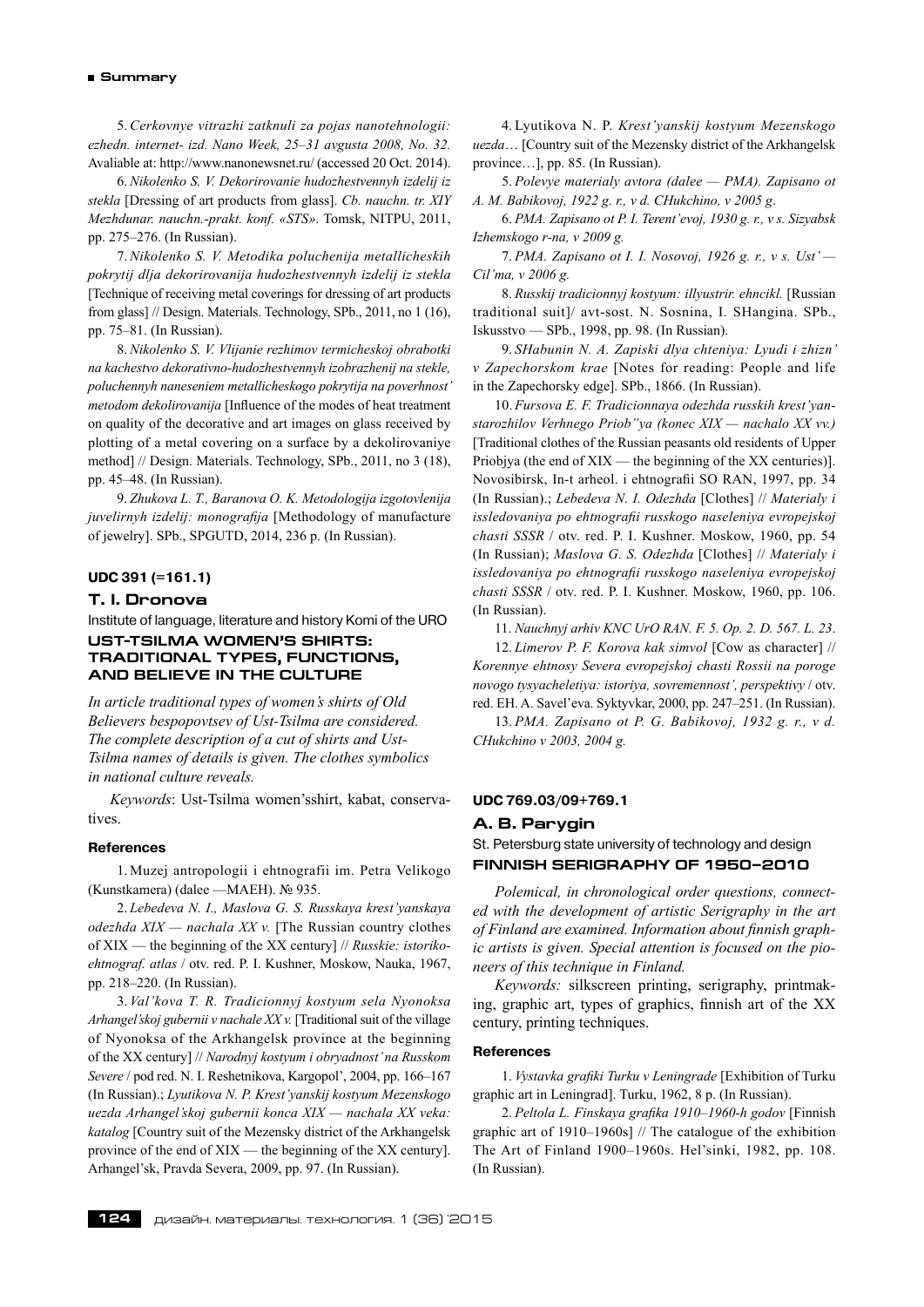5. *Cerkovnye vitrazhi zatknuli za pojas nanotehnologii: ezhedn. internet- izd. Nano Week, 25–31 avgusta 2008, No. 32.* Avaliable at: http://www.nanonewsnet.ru/ (accessed 20 Oct. 2014).

6. *Nikolenko S. V. Dekorirovanie hudozhestvennyh izdelij iz stekla* [Dressing of art products from glass]. *Cb. nauchn. tr. XIY Mezhdunar. nauchn.-prakt. konf. «STS»*. Tomsk, NITPU, 2011, pp. 275–276. (In Russian).

7. *Nikolenko S. V. Metodika poluchenija metallicheskih pokrytij dlja dekorirovanija hudozhestvennyh izdelij iz stekla* [Technique of receiving metal coverings for dressing of art products from glass] // Design. Materials. Technology, SPb., 2011, no 1 (16), pp. 75–81. (In Russian).

8. *Nikolenko S. V. Vlijanie rezhimov termicheskoj obrabotki na kachestvo dekorativno-hudozhestvennyh izobrazhenij na stekle, poluchennyh naneseniem metallicheskogo pokrytija na poverhnost' metodom dekolirovanija* [Influence of the modes of heat treatment on quality of the decorative and art images on glass received by plotting of a metal covering on a surface by a dekolirovaniye method] // Design. Materials. Technology, SPb., 2011, no 3 (18), pp. 45–48. (In Russian).

9. *Zhukova L. T., Baranova O. K. Metodologija izgotovlenija juvelirnyh izdelij: monografija* [Methodology of manufacture of jewelry]. SPb., SPGUTD, 2014, 236 p. (In Russian).

**UDC 391 (=161.1)**

## T. I. Dronova

Institute of language, literature and history Komi of the URO

### UST-TSILMA WOMEN'S SHIRTS: TRADITIONAL TYPES, FUNCTIONS, AND BELIEVE IN THE CULTURE

*In article traditional types of women's shirts of Old Believers bespopovtsev of Ust-Tsilma are considered. The complete description of a cut of shirts and Ust-Tsilma names of details is given. The clothes symbolics in national culture reveals.*

*Keywords*: Ust-Tsilma women'sshirt, kabat, conservatives.

#### References

1. Muzej antropologii i ehtnografii im. Petra Velikogo (Kunstkamera) (dalee —MAEH). № 935.

2. *Lebedeva N. I., Maslova G. S. Russkaya krest'yanskaya odezhda XIX — nachala XX v.* [The Russian country clothes of XIX — the beginning of the XX century] // *Russkie: istoriko-ehtnograf. atlas* / otv. red. P. I. Kushner, Moskow, Nauka, 1967, pp. 218–220. (In Russian).

3. *Val'kova T. R. Tradicionnyj kostyum sela Nyonoksa Arhangel'skoj gubernii v nachale XX v.* [Traditional suit of the village of Nyonoksa of the Arkhangelsk province at the beginning of the XX century] // *Narodnyj kostyum i obryadnost' na Russkom Severe* / pod red. N. I. Reshetnikova, Kargopol', 2004, pp. 166–167 (In Russian).; *Lyutikova N. P. Krest'yanskij kostyum Mezenskogo uezda Arhangel'skoj gubernii konca XIX — nachala XX veka: katalog* [Country suit of the Mezensky district of the Arkhangelsk province of the end of XIX — the beginning of the XX century]. Arhangel'sk, Pravda Severa, 2009, pp. 97. (In Russian).

4. Lyutikova N. P. *Krest'yanskij kostyum Mezenskogo uezda*… [Country suit of the Mezensky district of the Arkhangelsk province…], pp. 85. (In Russian).

5. *Polevye materialy avtora (dalee — PMA). Zapisano ot A. M. Babikovoj, 1922 g. r., v d. CHukchino, v 2005 g.*

6. *PMA. Zapisano ot P. I. Terent'evoj, 1930 g. r., v s. Sizyabsk Izhemskogo r-na, v 2009 g.*

7. *PMA. Zapisano ot I. I. Nosovoj, 1926 g. r., v s. Ust' — Cil'ma, v 2006 g.*

8. *Russkij tradicionnyj kostyum: illyustrir. ehncikl.* [Russian traditional suit]/ avt-sost. N. Sosnina, I. SHangina. SPb., Iskusstvo — SPb., 1998, pp. 98. (In Russian).

9. *SHabunin N. A. Zapiski dlya chteniya: Lyudi i zhizn' v Zapechorskom krae* [Notes for reading: People and life in the Zapechorsky edge]. SPb., 1866. (In Russian).

10. *Fursova E. F. Tradicionnaya odezhda russkih krest'yan-starozhilov Verhnego Priob"ya (konec XIX — nachalo XX vv.)* [Traditional clothes of the Russian peasants old residents of Upper Priobjya (the end of XIX — the beginning of the XX centuries)]. Novosibirsk, In-t arheol. i ehtnografii SO RAN, 1997, pp. 34 (In Russian).; *Lebedeva N. I. Odezhda* [Clothes] // *Materialy i issledovaniya po ehtnografii russkogo naseleniya evropejskoj chasti SSSR* / otv. red. P. I. Kushner. Moskow, 1960, pp. 54 (In Russian); *Maslova G. S. Odezhda* [Clothes] // *Materialy i issledovaniya po ehtnografii russkogo naseleniya evropejskoj chasti SSSR* / otv. red. P. I. Kushner. Moskow, 1960, pp. 106. (In Russian).

11. *Nauchnyj arhiv KNC UrO RAN. F. 5. Op. 2. D. 567. L. 23.*

12. *Limerov P. F. Korova kak simvol* [Cow as character] // *Korennye ehtnosy Severa evropejskoj chasti Rossii na poroge novogo tysyacheletiya: istoriya, sovremennost', perspektivy* / otv. red. EH. A. Savel'eva. Syktyvkar, 2000, pp. 247–251. (In Russian).

13. *PMA. Zapisano ot P. G. Babikovoj, 1932 g. r., v d. CHukchino v 2003, 2004 g.*

**UDC 769.03/09+769.1**

## A. B. Parygin

St. Petersburg state university of technology and design

### FINNISH SERIGRAPHY OF 1950–2010

*Polemical, in chronological order questions, connected with the development of artistic Serigraphy in the art of Finland are examined. Information about finnish graphic artists is given. Special attention is focused on the pioneers of this technique in Finland.*

*Keywords:* silkscreen printing, serigraphy, printmaking, graphic art, types of graphics, finnish art of the XX century, printing techniques.

#### References

1. *Vystavka grafiki Turku v Leningrade* [Exhibition of Turku graphic art in Leningrad]. Turku, 1962, 8 p. (In Russian).

2. *Peltola L. Finskaya grafika 1910–1960-h godov* [Finnish graphic art of 1910–1960s] // The catalogue of the exhibition The Art of Finland 1900–1960s. Hel'sinki, 1982, pp. 108. (In Russian).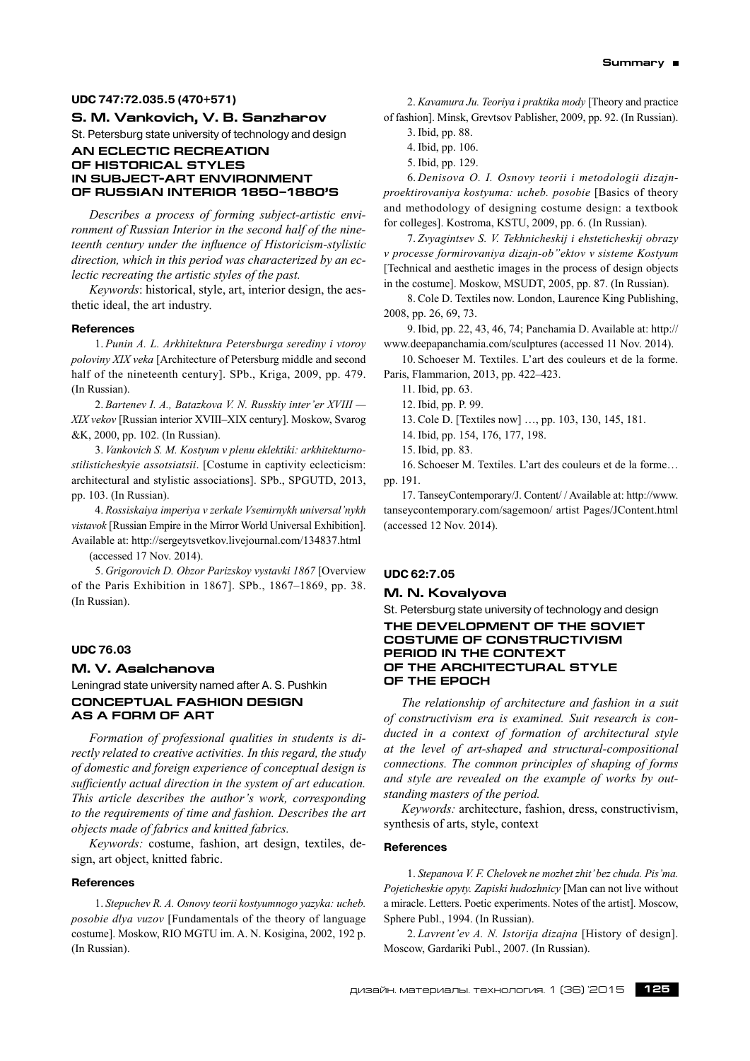**UDC 747:72.035.5 (470+571)**

### S. M. Vankovich, V. B. Sanzharov

St. Petersburg state university of technology and design

## AN ECLECTIC RECREATION OF HISTORICAL STYLES IN SUBJECT-ART ENVIRONMENT OF RUSSIAN INTERIOR 1850–1880'S

*Describes a process of forming subject-artistic environment of Russian Interior in the second half of the nineteenth century under the influence of Historicism-stylistic direction, which in this period was characterized by an eclectic recreating the artistic styles of the past.*

*Keywords*: historical, style, art, interior design, the aesthetic ideal, the art industry.

#### References

1. *Punin A. L. Arkhitektura Petersburga serediny i vtoroy poloviny XIX veka* [Architecture of Petersburg middle and second half of the nineteenth century]. SPb., Kriga, 2009, pp. 479. (In Russian).

2. *Bartenev I. A., Batazkova V. N. Russkiy inter'er XVIII — XIX vekov* [Russian interior XVIII–XIX century]. Moskow, Svarog &K, 2000, pp. 102. (In Russian).

3. *Vankovich S. M. Kostyum v plenu eklektiki: arkhitekturno-stilisticheskyie assotsiatsii*. [Costume in captivity eclecticism: architectural and stylistic associations]. SPb., SPGUTD, 2013, pp. 103. (In Russian).

4. *Rossiskaiya imperiya v zerkale Vsemirnykh universal'nykh vistavok* [Russian Empire in the Mirror World Universal Exhibition]. Available at: http://sergeytsvetkov.livejournal.com/134837.html (accessed 17 Nov. 2014).

5. *Grigorovich D. Obzor Parizskoy vystavki 1867* [Overview of the Paris Exhibition in 1867]. SPb., 1867–1869, pp. 38. (In Russian).

**UDC 76.03**

### M. V. Asalchanova

Leningrad state university named after A. S. Pushkin

## CONCEPTUAL FASHION DESIGN AS A FORM OF ART

*Formation of professional qualities in students is directly related to creative activities. In this regard, the study of domestic and foreign experience of conceptual design is sufficiently actual direction in the system of art education. This article describes the author's work, corresponding to the requirements of time and fashion. Describes the art objects made of fabrics and knitted fabrics.*

*Keywords:* costume, fashion, art design, textiles, design, art object, knitted fabric.

#### References

1. *Stepuchev R. A. Osnovy teorii kostyumnogo yazyka: ucheb. posobie dlya vuzov* [Fundamentals of the theory of language costume]. Moskow, RIO MGTU im. A. N. Kosigina, 2002, 192 p. (In Russian).

2. *Kavamura Ju. Teoriya i praktika mody* [Theory and practice of fashion]. Minsk, Grevtsov Pablisher, 2009, pp. 92. (In Russian).

3. Ibid, pp. 88.

4. Ibid, pp. 106.

5. Ibid, pp. 129.

6. *Denisova O. I. Osnovy teorii i metodologii dizajn-proektirovaniya kostyuma: ucheb. posobie* [Basics of theory and methodology of designing costume design: a textbook for colleges]. Kostroma, KSTU, 2009, pp. 6. (In Russian).

7. *Zvyagintsev S. V. Tekhnicheskij i ehsteticheskij obrazy v processe formirovaniya dizajn-ob"ektov v sisteme Kostyum* [Technical and aesthetic images in the process of design objects in the costume]. Moskow, MSUDT, 2005, pp. 87. (In Russian).

8. Cole D. Textiles now. London, Laurence King Publishing, 2008, pp. 26, 69, 73.

9. Ibid, pp. 22, 43, 46, 74; Panchamia D. Available at: http://www.deepapanchamia.com/sculptures (accessed 11 Nov. 2014).

10. Schoeser M. Textiles. L'art des couleurs et de la forme. Paris, Flammarion, 2013, pp. 422–423.

11. Ibid, pp. 63.

12. Ibid, pp. P. 99.

13. Cole D. [Textiles now] …, pp. 103, 130, 145, 181.

14. Ibid, pp. 154, 176, 177, 198.

15. Ibid, pp. 83.

16. Schoeser M. Textiles. L'art des couleurs et de la forme… pp. 191.

17. TanseyContemporary/J. Content/ / Available at: http://www.tanseycontemporary.com/sagemoon/ artist Pages/JContent.html (accessed 12 Nov. 2014).

**UDC 62:7.05**

### M. N. Kovalyova

St. Petersburg state university of technology and design

## THE DEVELOPMENT OF THE SOVIET COSTUME OF CONSTRUCTIVISM PERIOD IN THE CONTEXT OF THE ARCHITECTURAL STYLE OF THE EPOCH

*The relationship of architecture and fashion in a suit of constructivism era is examined. Suit research is conducted in a context of formation of architectural style at the level of art-shaped and structural-compositional connections. The common principles of shaping of forms and style are revealed on the example of works by outstanding masters of the period.*

*Keywords:* architecture, fashion, dress, constructivism, synthesis of arts, style, context

#### References

1. *Stepanova V. F. Chelovek ne mozhet zhit' bez chuda. Pis'ma. Pojeticheskie opyty. Zapiski hudozhnicy* [Man can not live without a miracle. Letters. Poetic experiments. Notes of the artist]. Moscow, Sphere Publ., 1994. (In Russian).

2. *Lavrent'ev A. N. Istorija dizajna* [History of design]. Moscow, Gardariki Publ., 2007. (In Russian).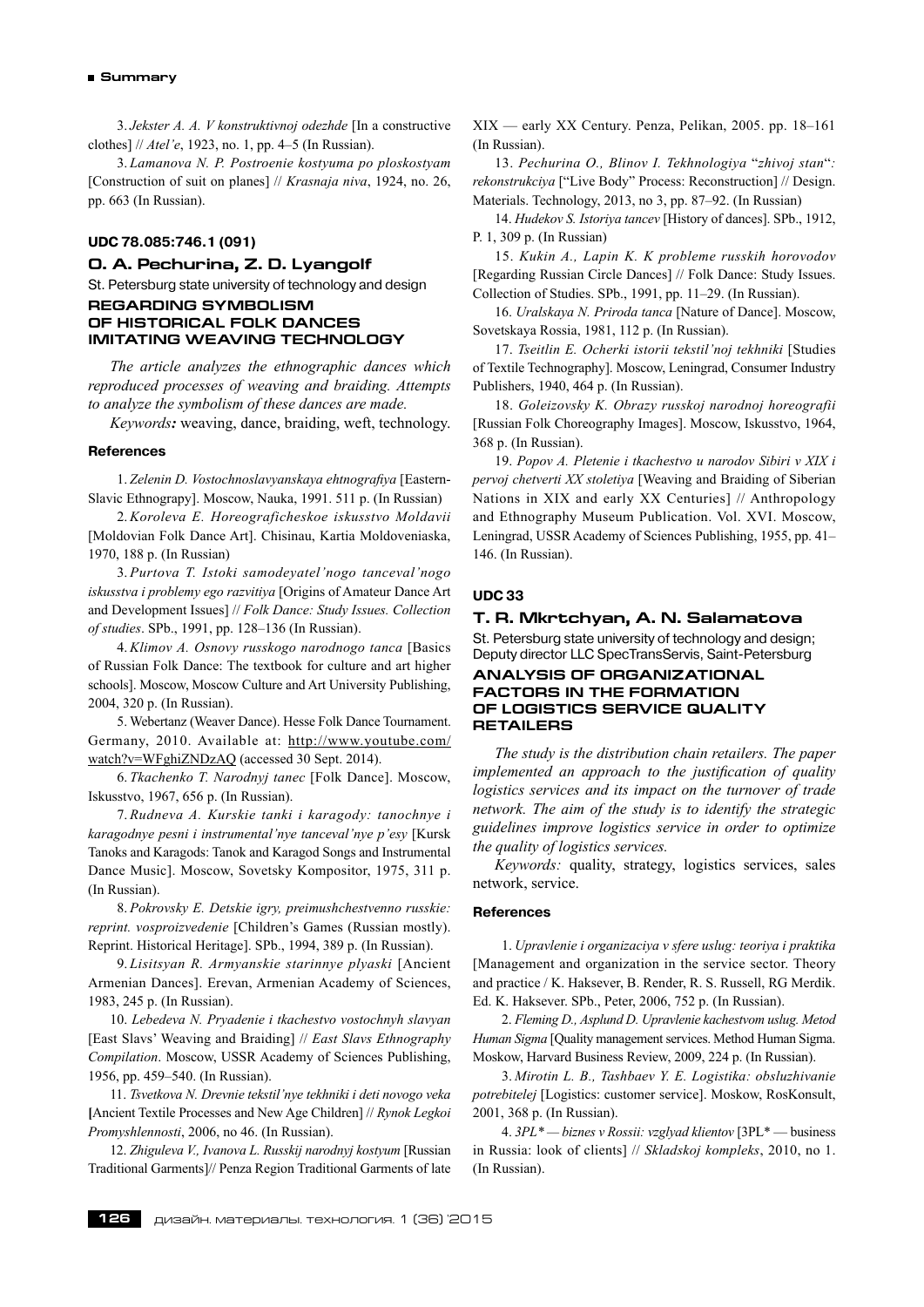3. *Jekster A. A. V konstruktivnoj odezhde* [In a constructive clothes] // *Atel'e*, 1923, no. 1, pp. 4–5 (In Russian).

3. *Lamanova N. P. Postroenie kostyuma po ploskostyam* [Construction of suit on planes] // *Krasnaja niva*, 1924, no. 26, pp. 663 (In Russian).

### UDC 78.085:746.1 (091)

### O. A. Pechurina, Z. D. Lyangolf

St. Petersburg state university of technology and design

## REGARDING SYMBOLISM OF HISTORICAL FOLK DANCES IMITATING WEAVING TECHNOLOGY

*The article analyzes the ethnographic dances which reproduced processes of weaving and braiding. Attempts to analyze the symbolism of these dances are made.*

*Keywords:* weaving, dance, braiding, weft, technology.

#### References

1. *Zelenin D. Vostochnoslavyanskaya ehtnografiya* [Eastern-Slavic Ethnograpy]. Moscow, Nauka, 1991. 511 p. (In Russian)

2. *Koroleva E. Horeograficheskoe iskusstvo Moldavii* [Moldovian Folk Dance Art]. Chisinau, Kartia Moldoveniaska, 1970, 188 p. (In Russian)

3. *Purtova T. Istoki samodeyatel'nogo tanceval'nogo iskusstva i problemy ego razvitiya* [Origins of Amateur Dance Art and Development Issues] // *Folk Dance: Study Issues. Collection of studies*. SPb., 1991, pp. 128–136 (In Russian).

4. *Klimov A. Osnovy russkogo narodnogo tanca* [Basics of Russian Folk Dance: The textbook for culture and art higher schools]. Moscow, Moscow Culture and Art University Publishing, 2004, 320 p. (In Russian).

5. Webertanz (Weaver Dance). Hesse Folk Dance Tournament. Germany, 2010. Available at: http://www.youtube.com/watch?v=WFghiZNDzAQ (accessed 30 Sept. 2014).

6. *Tkachenko T. Narodnyj tanec* [Folk Dance]. Moscow, Iskusstvo, 1967, 656 p. (In Russian).

7. *Rudneva A. Kurskie tanki i karagody: tanochnye i karagodnye pesni i instrumental'nye tanceval'nye p'esy* [Kursk Tanoks and Karagods: Tanok and Karagod Songs and Instrumental Dance Music]. Moscow, Sovetsky Kompositor, 1975, 311 p. (In Russian).

8. *Pokrovsky E. Detskie igry, preimushchestvenno russkie: reprint. vosproizvedenie* [Children's Games (Russian mostly). Reprint. Historical Heritage]. SPb., 1994, 389 p. (In Russian).

9. *Lisitsyan R. Armyanskie starinnye plyaski* [Ancient Armenian Dances]. Erevan, Armenian Academy of Sciences, 1983, 245 p. (In Russian).

10. *Lebedeva N. Pryadenie i tkachestvo vostochnyh slavyan* [East Slavs' Weaving and Braiding] // *East Slavs Ethnography Compilation*. Moscow, USSR Academy of Sciences Publishing, 1956, pp. 459–540. (In Russian).

11. *Tsvetkova N. Drevnie tekstil'nye tekhniki i deti novogo veka* [Ancient Textile Processes and New Age Children] // *Rynok Legkoi Promyshlennosti*, 2006, no 46. (In Russian).

12. *Zhiguleva V., Ivanova L. Russkij narodnyj kostyum* [Russian Traditional Garments]// Penza Region Traditional Garments of late XIX — early XX Century. Penza, Pelikan, 2005. pp. 18–161 (In Russian).

13. *Pechurina O., Blinov I. Tekhnologiya "zhivoj stan": rekonstrukciya* ["Live Body" Process: Reconstruction] // Design. Materials. Technology, 2013, no 3, pp. 87–92. (In Russian)

14. *Hudekov S. Istoriya tancev* [History of dances]. SPb., 1912, P. 1, 309 p. (In Russian)

15. *Kukin A., Lapin K. K probleme russkih horovodov* [Regarding Russian Circle Dances] // Folk Dance: Study Issues. Collection of Studies. SPb., 1991, pp. 11–29. (In Russian).

16. *Uralskaya N. Priroda tanca* [Nature of Dance]. Moscow, Sovetskaya Rossia, 1981, 112 p. (In Russian).

17. *Tseitlin E. Ocherki istorii tekstil'noj tekhniki* [Studies of Textile Technography]. Moscow, Leningrad, Consumer Industry Publishers, 1940, 464 p. (In Russian).

18. *Goleizovsky K. Obrazy russkoj narodnoj horeografii* [Russian Folk Choreography Images]. Moscow, Iskusstvo, 1964, 368 p. (In Russian).

19. *Popov A. Pletenie i tkachestvo u narodov Sibiri v XIX i pervoj chetverti XX stoletiya* [Weaving and Braiding of Siberian Nations in XIX and early XX Centuries] // Anthropology and Ethnography Museum Publication. Vol. XVI. Moscow, Leningrad, USSR Academy of Sciences Publishing, 1955, pp. 41–146. (In Russian).

### UDC 33

### T. R. Mkrtchyan, A. N. Salamatova

St. Petersburg state university of technology and design; Deputy director LLC SpecTransServis, Saint-Petersburg

## ANALYSIS OF ORGANIZATIONAL FACTORS IN THE FORMATION OF LOGISTICS SERVICE QUALITY RETAILERS

*The study is the distribution chain retailers. The paper implemented an approach to the justification of quality logistics services and its impact on the turnover of trade network. The aim of the study is to identify the strategic guidelines improve logistics service in order to optimize the quality of logistics services.*

*Keywords:* quality, strategy, logistics services, sales network, service.

#### References

1. *Upravlenie i organizaciya v sfere uslug: teoriya i praktika* [Management and organization in the service sector. Theory and practice / K. Haksever, B. Render, R. S. Russell, RG Merdik. Ed. K. Haksever. SPb., Peter, 2006, 752 p. (In Russian).

2. *Fleming D., Asplund D. Upravlenie kachestvom uslug. Metod Human Sigma* [Quality management services. Method Human Sigma. Moskow, Harvard Business Review, 2009, 224 p. (In Russian).

3. *Mirotin L. B., Tashbaev Y. E. Logistika: obsluzhivanie potrebitelej* [Logistics: customer service]. Moskow, RosKonsult, 2001, 368 p. (In Russian).

4. *3PL\* — biznes v Rossii: vzglyad klientov* [3PL\* — business in Russia: look of clients] // *Skladskoj kompleks*, 2010, no 1. (In Russian).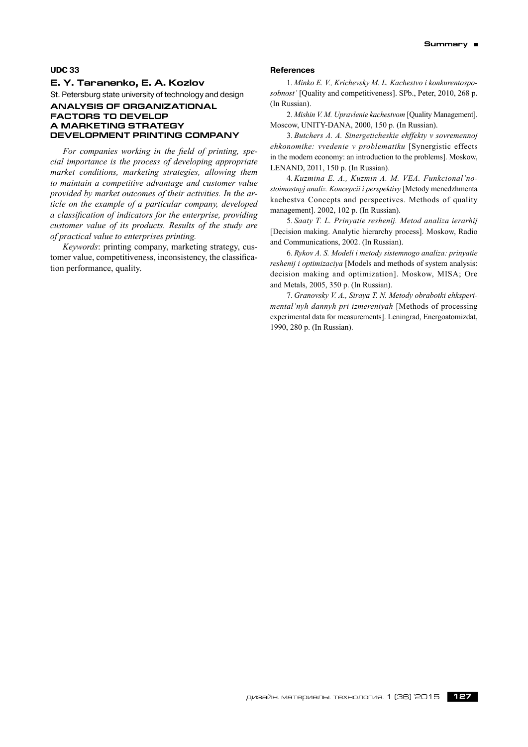**UDC 33**

**E. Y. Taranenko, E. A. Kozlov**

St. Petersburg state university of technology and design

## ANALYSIS OF ORGANIZATIONAL FACTORS TO DEVELOP A MARKETING STRATEGY DEVELOPMENT PRINTING COMPANY

*For companies working in the field of printing, special importance is the process of developing appropriate market conditions, marketing strategies, allowing them to maintain a competitive advantage and customer value provided by market outcomes of their activities. In the article on the example of a particular company, developed a classification of indicators for the enterprise, providing customer value of its products. Results of the study are of practical value to enterprises printing.*

*Keywords*: printing company, marketing strategy, customer value, competitiveness, inconsistency, the classification performance, quality.

### References

1. *Minko E. V., Krichevsky M. L. Kachestvo i konkurentosposobnost'* [Quality and competitiveness]. SPb., Peter, 2010, 268 p. (In Russian).

2. *Mishin V. M. Upravlenie kachestvom* [Quality Management]. Moscow, UNITY-DANA, 2000, 150 p. (In Russian).

3. *Butchers A. A. Sinergeticheskie ehffekty v sovremennoj ehkonomike: vvedenie v problematiku* [Synergistic effects in the modern economy: an introduction to the problems]. Moskow, LENAND, 2011, 150 p. (In Russian).

4. *Kuzmina E. A., Kuzmin A. M. VEA. Funkcional'nostoimostnyj analiz. Koncepcii i perspektivy* [Metody menedzhmenta kachestva Concepts and perspectives. Methods of quality management]. 2002, 102 p. (In Russian).

5. *Saaty T. L. Prinyatie reshenij. Metod analiza ierarhij* [Decision making. Analytic hierarchy process]. Moskow, Radio and Communications, 2002. (In Russian).

6. *Rykov A. S. Modeli i metody sistemnogo analiza: prinyatie reshenij i optimizaciya* [Models and methods of system analysis: decision making and optimization]. Moskow, MISA; Ore and Metals, 2005, 350 p. (In Russian).

7. *Granovsky V. A., Siraya T. N. Metody obrabotki ehksperimental'nyh dannyh pri izmereniyah* [Methods of processing experimental data for measurements]. Leningrad, Energoatomizdat, 1990, 280 p. (In Russian).